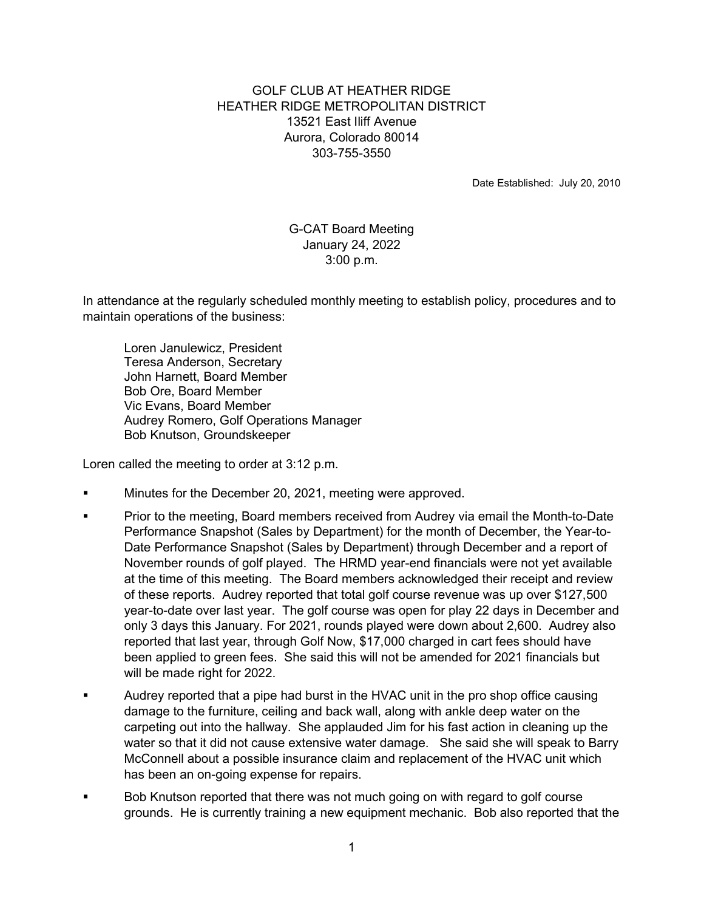GOLF CLUB AT HEATHER RIDGE
HEATHER RIDGE METROPOLITAN DISTRICT
13521 East Iliff Avenue
Aurora, Colorado 80014
303-755-3550

Date Established: July 20, 2010

G-CAT Board Meeting
January 24, 2022
3:00 p.m.

In attendance at the regularly scheduled monthly meeting to establish policy, procedures and to maintain operations of the business:

Loren Janulewicz, President
Teresa Anderson, Secretary
John Harnett, Board Member
Bob Ore, Board Member
Vic Evans, Board Member
Audrey Romero, Golf Operations Manager
Bob Knutson, Groundskeeper

Loren called the meeting to order at 3:12 p.m.

- Minutes for the December 20, 2021, meeting were approved.
- Prior to the meeting, Board members received from Audrey via email the Month-to-Date Performance Snapshot (Sales by Department) for the month of December, the Year-to-Date Performance Snapshot (Sales by Department) through December and a report of November rounds of golf played. The HRMD year-end financials were not yet available at the time of this meeting. The Board members acknowledged their receipt and review of these reports. Audrey reported that total golf course revenue was up over $127,500 year-to-date over last year. The golf course was open for play 22 days in December and only 3 days this January. For 2021, rounds played were down about 2,600. Audrey also reported that last year, through Golf Now, $17,000 charged in cart fees should have been applied to green fees. She said this will not be amended for 2021 financials but will be made right for 2022.
- Audrey reported that a pipe had burst in the HVAC unit in the pro shop office causing damage to the furniture, ceiling and back wall, along with ankle deep water on the carpeting out into the hallway. She applauded Jim for his fast action in cleaning up the water so that it did not cause extensive water damage. She said she will speak to Barry McConnell about a possible insurance claim and replacement of the HVAC unit which has been an on-going expense for repairs.
- Bob Knutson reported that there was not much going on with regard to golf course grounds. He is currently training a new equipment mechanic. Bob also reported that the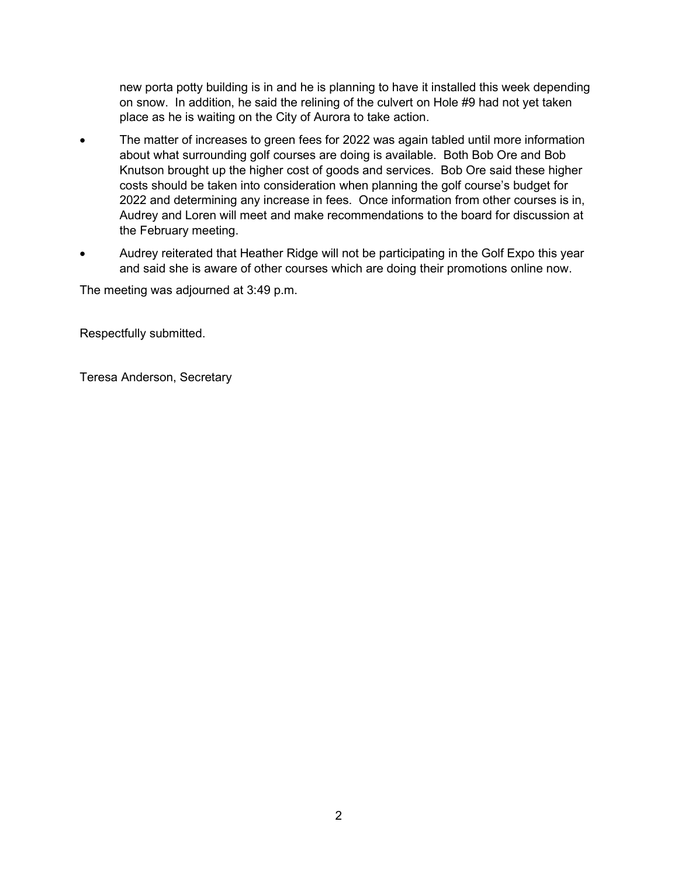new porta potty building is in and he is planning to have it installed this week depending on snow. In addition, he said the relining of the culvert on Hole #9 had not yet taken place as he is waiting on the City of Aurora to take action.

- The matter of increases to green fees for 2022 was again tabled until more information about what surrounding golf courses are doing is available. Both Bob Ore and Bob Knutson brought up the higher cost of goods and services. Bob Ore said these higher costs should be taken into consideration when planning the golf course's budget for 2022 and determining any increase in fees. Once information from other courses is in, Audrey and Loren will meet and make recommendations to the board for discussion at the February meeting.
- Audrey reiterated that Heather Ridge will not be participating in the Golf Expo this year and said she is aware of other courses which are doing their promotions online now.

The meeting was adjourned at 3:49 p.m.

Respectfully submitted.

Teresa Anderson, Secretary